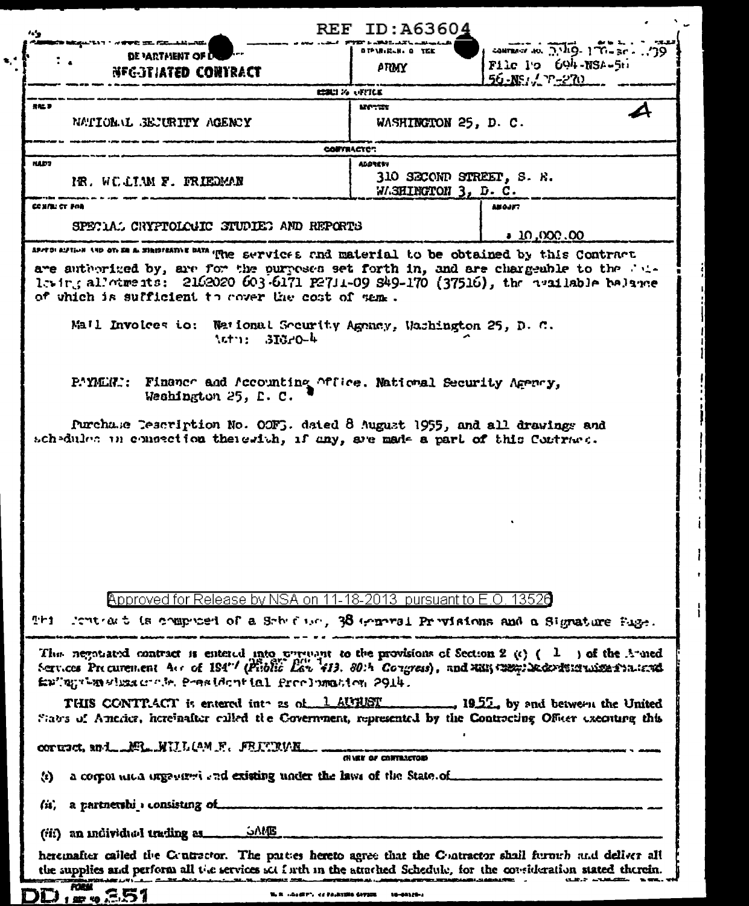REF ID:A63604

| DEPARTMENT OF D... NEGOTIATED CONTRACT | DEPARTMENT OF THE ARMY | CONTRACT NO. DA49-170-sc-..79 File No 694-NSA-56 56-NSA/CP-270 |
|---|---|---|

**ISSUING OFFICE**

| NAME | ADDRESS |
|---|---|
| NATIONAL SECURITY AGENCY | WASHINGTON 25, D. C. |

**CONTRACTOR**

| NAME | ADDRESS |
|---|---|
| MR. WILLIAM F. FRIEDMAN | 310 SECOND STREET, S. E. WASHINGTON 3, D. C. |

| CONTRACT FOR | AMOUNT |
|---|---|
| SPECIAL CRYPTOLOGIC STUDIES AND REPORTS | $ 10,000.00 |

APPROPRIATION AND OTHER ADMINISTRATIVE DATA The services and material to be obtained by this Contract are authorized by, are for the purposes set forth in, and are chargeable to the following allotments: 2162020 603-6171 P2711-09 S49-170 (37516), the available balance of which is sufficient to cover the cost of same.

Mail Invoices to: National Security Agency, Washington 25, D. C.
Attn: SIGPO-4

PAYMENT: Finance and Accounting Office. National Security Agency, Washington 25, D. C.

Purchase Description No. OOF3. dated 8 August 1955, and all drawings and schedules in connection therewith, if any, are made a part of this Contract.

Approved for Release by NSA on 11-18-2013 pursuant to E.O. 13526

This contract is composed of a Schedule, 38 General Provisions and a Signature Page.

This negotiated contract is entered into pursuant to the provisions of Section 2 (c) ( 1 ) of the Armed Services Procurement Act of 1947 (Public Law 413, 80th Congress), and ~~any required determination and findings~~ ... Presidential Proclamation 2914.

THIS CONTRACT is entered into as of 1 AUGUST, 1955, by and between the United States of America, hereinafter called the Government, represented by the Contracting Officer executing this contract, and MR. WILLIAM F. FRIEDMAN (NAME OF CONTRACTOR)

(i) a corporation organized and existing under the laws of the State of ___

(ii) a partnership consisting of ___

(iii) an individual trading as SAME

hereinafter called the Contractor. The parties hereto agree that the Contractor shall furnish and deliver all the supplies and perform all the services set forth in the attached Schedule, for the consideration stated therein.

DD FORM 1 SEP 50 351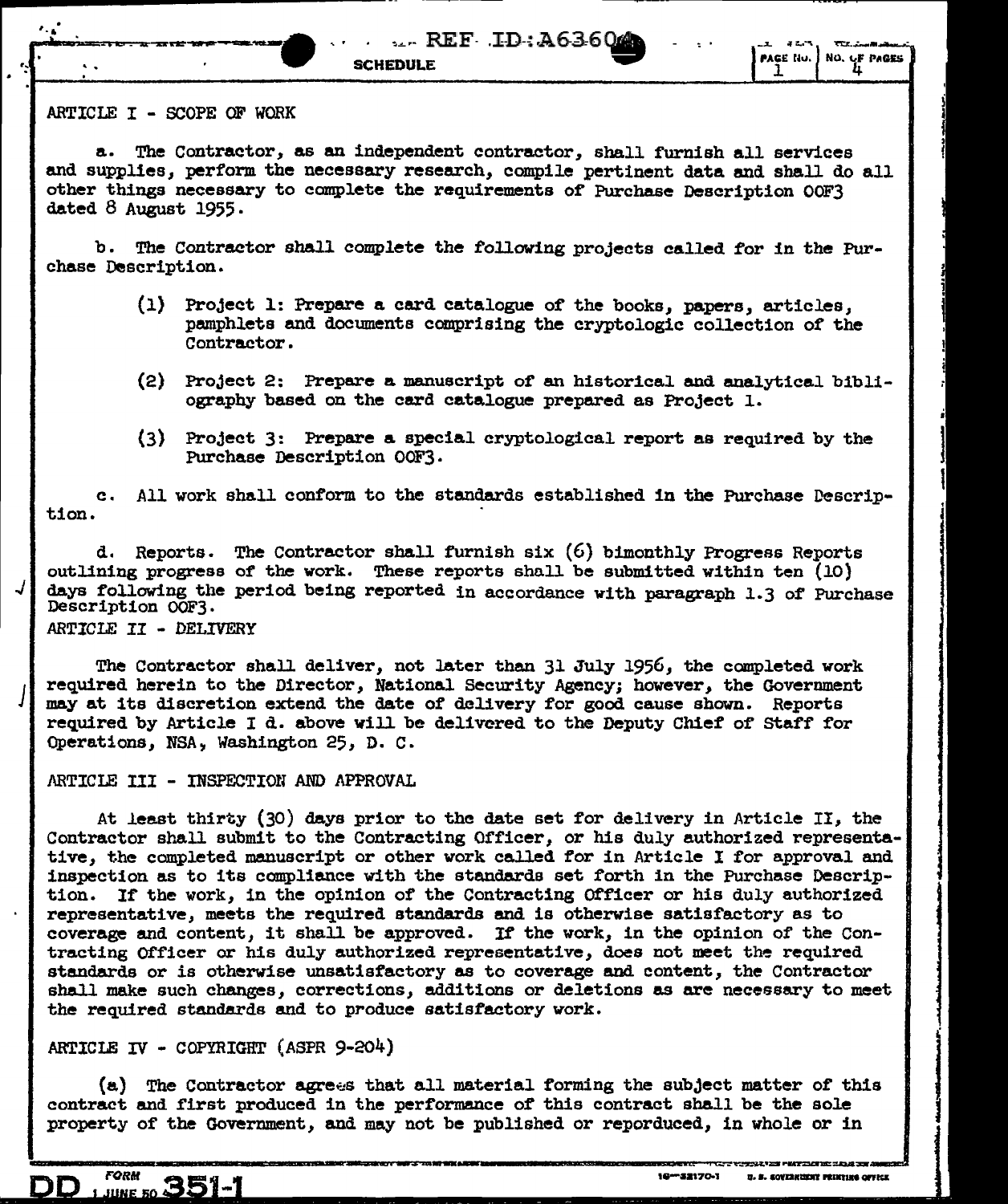## SCHEDULE

### ARTICLE I - SCOPE OF WORK

a. The Contractor, as an independent contractor, shall furnish all services and supplies, perform the necessary research, compile pertinent data and shall do all other things necessary to complete the requirements of Purchase Description OOF3 dated 8 August 1955.

b. The Contractor shall complete the following projects called for in the Purchase Description.

(1) Project 1: Prepare a card catalogue of the books, papers, articles, pamphlets and documents comprising the cryptologic collection of the Contractor.

(2) Project 2: Prepare a manuscript of an historical and analytical bibliography based on the card catalogue prepared as Project 1.

(3) Project 3: Prepare a special cryptological report as required by the Purchase Description OOF3.

c. All work shall conform to the standards established in the Purchase Description.

d. Reports. The Contractor shall furnish six (6) bimonthly Progress Reports outlining progress of the work. These reports shall be submitted within ten (10) days following the period being reported in accordance with paragraph 1.3 of Purchase Description OOF3.

### ARTICLE II - DELIVERY

The Contractor shall deliver, not later than 31 July 1956, the completed work required herein to the Director, National Security Agency; however, the Government may at its discretion extend the date of delivery for good cause shown. Reports required by Article I d. above will be delivered to the Deputy Chief of Staff for Operations, NSA, Washington 25, D. C.

### ARTICLE III - INSPECTION AND APPROVAL

At least thirty (30) days prior to the date set for delivery in Article II, the Contractor shall submit to the Contracting Officer, or his duly authorized representative, the completed manuscript or other work called for in Article I for approval and inspection as to its compliance with the standards set forth in the Purchase Description. If the work, in the opinion of the Contracting Officer or his duly authorized representative, meets the required standards and is otherwise satisfactory as to coverage and content, it shall be approved. If the work, in the opinion of the Contracting Officer or his duly authorized representative, does not meet the required standards or is otherwise unsatisfactory as to coverage and content, the Contractor shall make such changes, corrections, additions or deletions as are necessary to meet the required standards and to produce satisfactory work.

### ARTICLE IV - COPYRIGHT (ASPR 9-204)

(a) The Contractor agrees that all material forming the subject matter of this contract and first produced in the performance of this contract shall be the sole property of the Government, and may not be published or reporduced, in whole or in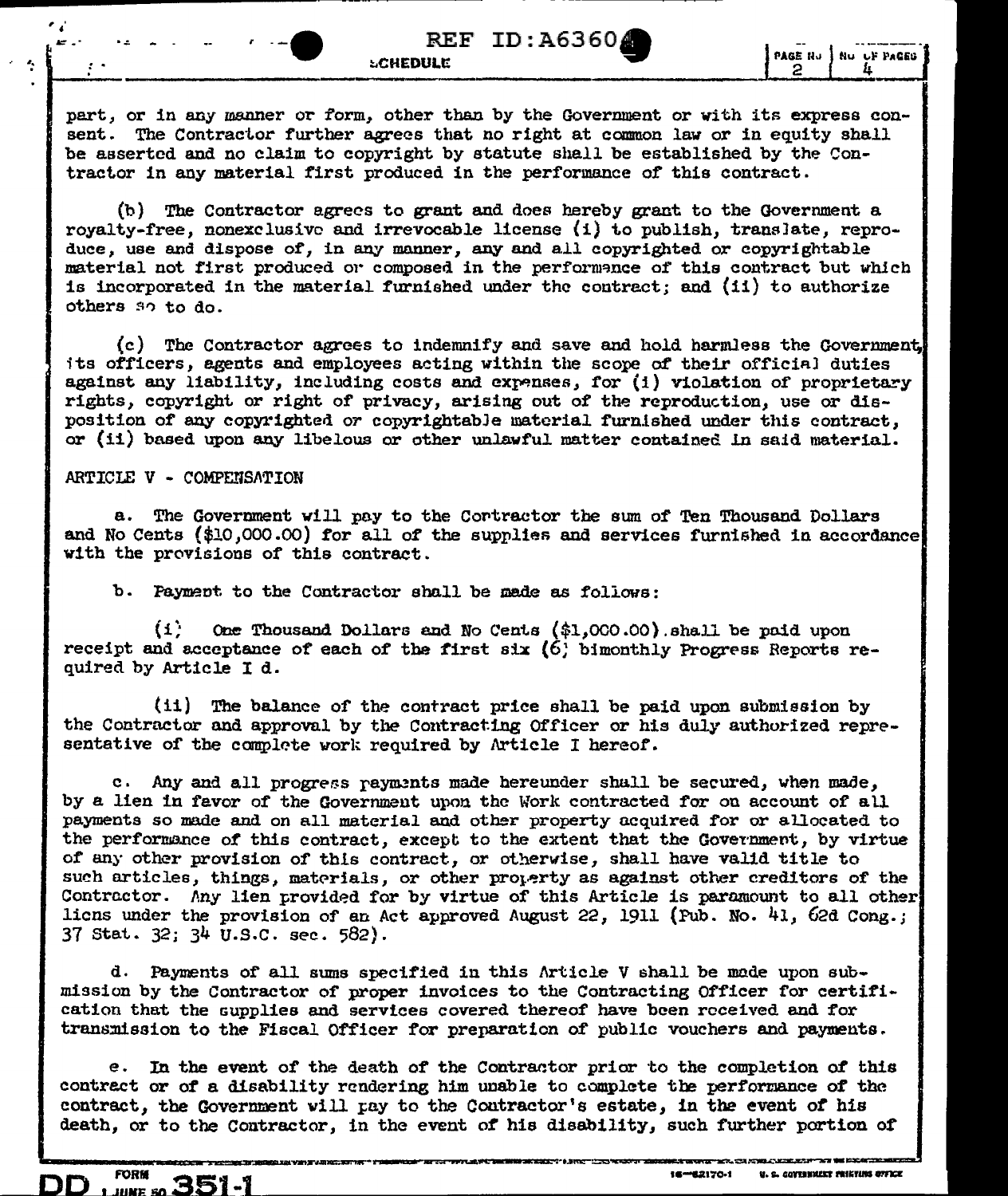part, or in any manner or form, other than by the Government or with its express consent. The Contractor further agrees that no right at common law or in equity shall be asserted and no claim to copyright by statute shall be established by the Contractor in any material first produced in the performance of this contract.

(b) The Contractor agrees to grant and does hereby grant to the Government a royalty-free, nonexclusive and irrevocable license (i) to publish, translate, reproduce, use and dispose of, in any manner, any and all copyrighted or copyrightable material not first produced or composed in the performance of this contract but which is incorporated in the material furnished under the contract; and (ii) to authorize others so to do.

(c) The Contractor agrees to indemnify and save and hold harmless the Government, its officers, agents and employees acting within the scope of their official duties against any liability, including costs and expenses, for (i) violation of proprietary rights, copyright or right of privacy, arising out of the reproduction, use or disposition of any copyrighted or copyrightable material furnished under this contract, or (ii) based upon any libelous or other unlawful matter contained in said material.

ARTICLE V - COMPENSATION

a. The Government will pay to the Contractor the sum of Ten Thousand Dollars and No Cents ($10,000.00) for all of the supplies and services furnished in accordance with the provisions of this contract.

b. Payment to the Contractor shall be made as follows:

(i) One Thousand Dollars and No Cents ($1,000.00) shall be paid upon receipt and acceptance of each of the first six (6) bimonthly Progress Reports required by Article I d.

(ii) The balance of the contract price shall be paid upon submission by the Contractor and approval by the Contracting Officer or his duly authorized representative of the complete work required by Article I hereof.

c. Any and all progress payments made hereunder shall be secured, when made, by a lien in favor of the Government upon the Work contracted for on account of all payments so made and on all material and other property acquired for or allocated to the performance of this contract, except to the extent that the Government, by virtue of any other provision of this contract, or otherwise, shall have valid title to such articles, things, materials, or other property as against other creditors of the Contractor. Any lien provided for by virtue of this Article is paramount to all other liens under the provision of an Act approved August 22, 1911 (Pub. No. 41, 62d Cong.; 37 Stat. 32; 34 U.S.C. sec. 582).

d. Payments of all sums specified in this Article V shall be made upon submission by the Contractor of proper invoices to the Contracting Officer for certification that the supplies and services covered thereof have been received and for transmission to the Fiscal Officer for preparation of public vouchers and payments.

e. In the event of the death of the Contractor prior to the completion of this contract or of a disability rendering him unable to complete the performance of the contract, the Government will pay to the Contractor's estate, in the event of his death, or to the Contractor, in the event of his disability, such further portion of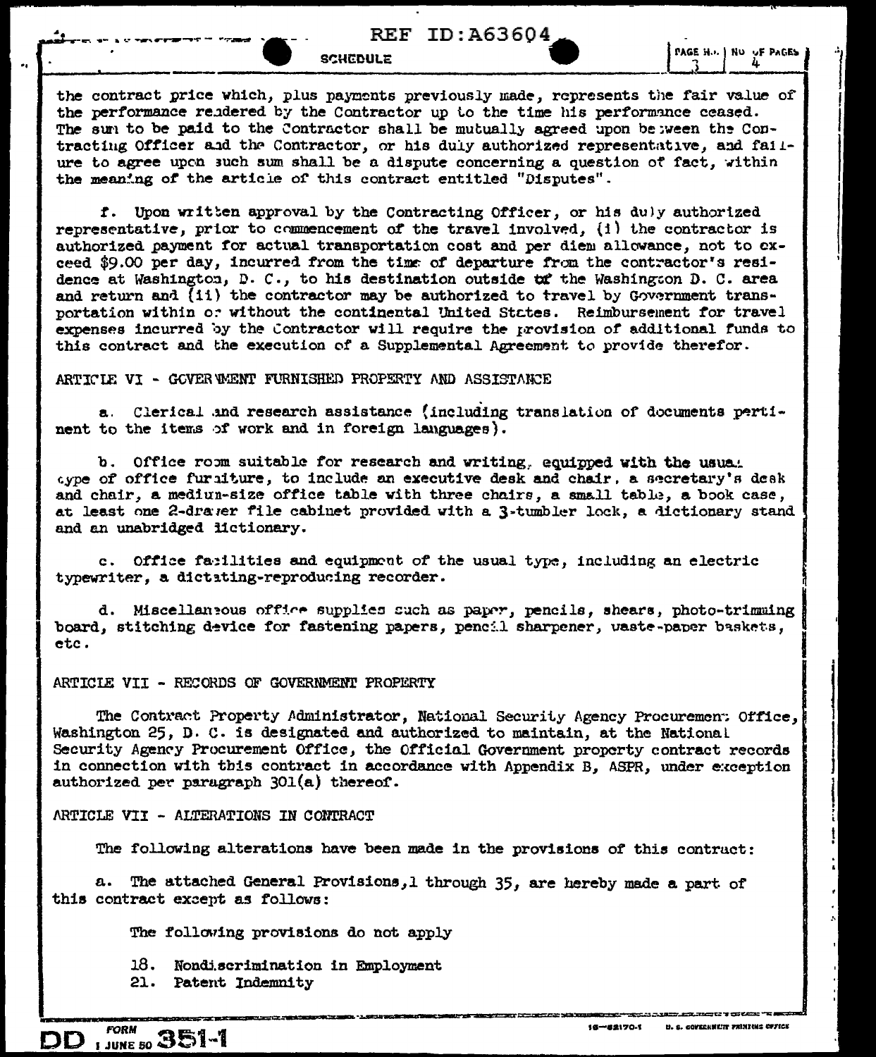the contract price which, plus payments previously made, represents the fair value of the performance rendered by the Contractor up to the time his performance ceased. The sum to be paid to the Contractor shall be mutually agreed upon between the Contracting Officer and the Contractor, or his duly authorized representative, and failure to agree upon such sum shall be a dispute concerning a question of fact, within the meaning of the article of this contract entitled "Disputes".

f. Upon written approval by the Contracting Officer, or his duly authorized representative, prior to commencement of the travel involved, (i) the contractor is authorized payment for actual transportation cost and per diem allowance, not to exceed $9.00 per day, incurred from the time of departure from the contractor's residence at Washington, D. C., to his destination outside of the Washington D. C. area and return and (ii) the contractor may be authorized to travel by Government transportation within or without the continental United States. Reimbursement for travel expenses incurred by the Contractor will require the provision of additional funds to this contract and the execution of a Supplemental Agreement to provide therefor.

ARTICLE VI - GOVERNMENT FURNISHED PROPERTY AND ASSISTANCE

a. Clerical and research assistance (including translation of documents pertinent to the items of work and in foreign languages).

b. Office room suitable for research and writing, equipped with the usual type of office furniture, to include an executive desk and chair, a secretary's desk and chair, a medium-size office table with three chairs, a small table, a book case, at least one 2-drawer file cabinet provided with a 3-tumbler lock, a dictionary stand and an unabridged dictionary.

c. Office facilities and equipment of the usual type, including an electric typewriter, a dictating-reproducing recorder.

d. Miscellaneous office supplies such as paper, pencils, shears, photo-trimming board, stitching device for fastening papers, pencil sharpener, waste-paper baskets, etc.

ARTICLE VII - RECORDS OF GOVERNMENT PROPERTY

The Contract Property Administrator, National Security Agency Procurement Office, Washington 25, D. C. is designated and authorized to maintain, at the National Security Agency Procurement Office, the Official Government property contract records in connection with this contract in accordance with Appendix B, ASPR, under exception authorized per paragraph 301(a) thereof.

ARTICLE VII - ALTERATIONS IN CONTRACT

The following alterations have been made in the provisions of this contract:

a. The attached General Provisions, 1 through 35, are hereby made a part of this contract except as follows:

The following provisions do not apply

18. Nondiscrimination in Employment
21. Patent Indemnity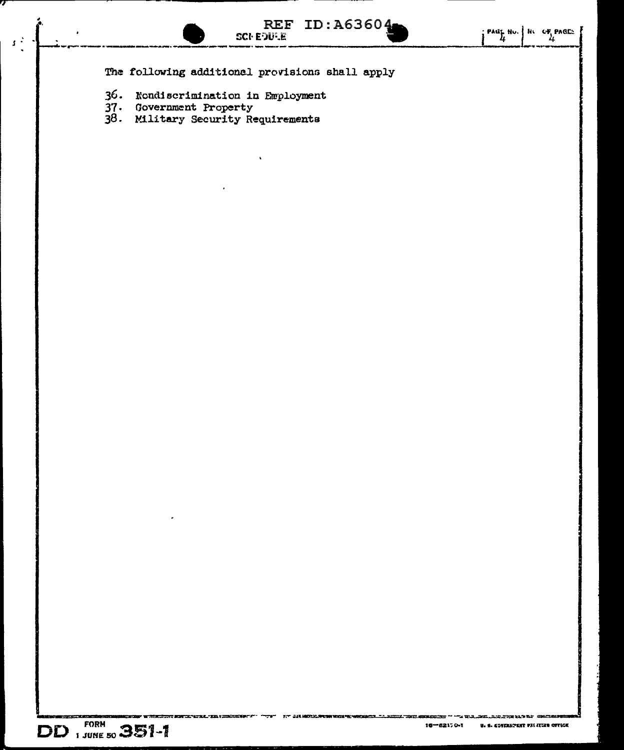The following additional provisions shall apply

36. Nondiscrimination in Employment
37. Government Property
38. Military Security Requirements